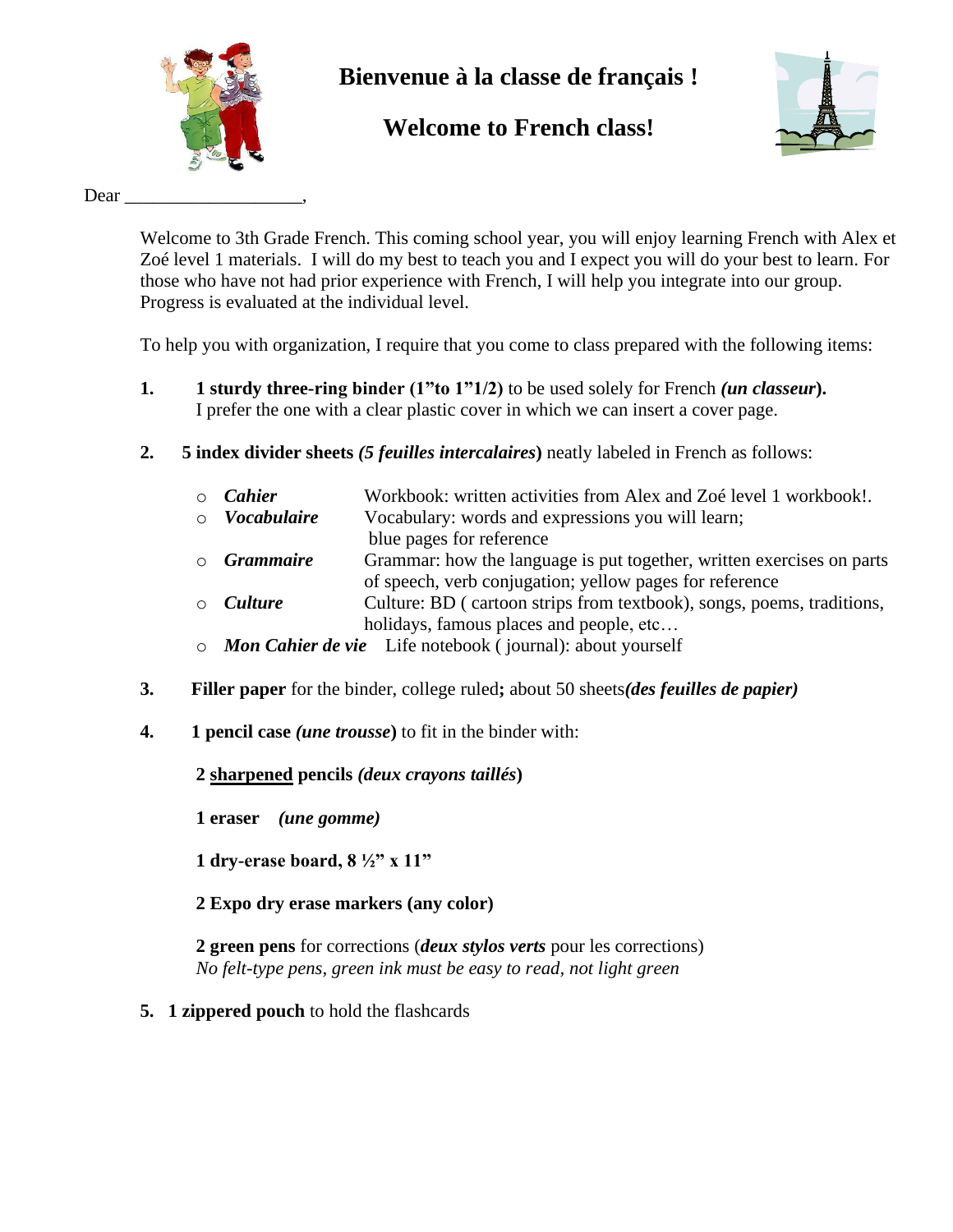# Bienvenue à la classe de français !

## Welcome to French class!

Dear ___________________,

Welcome to 3th Grade French. This coming school year, you will enjoy learning French with Alex et Zoé level 1 materials. I will do my best to teach you and I expect you will do your best to learn. For those who have not had prior experience with French, I will help you integrate into our group. Progress is evaluated at the individual level.

To help you with organization, I require that you come to class prepared with the following items:

1. **1 sturdy three-ring binder (1"to 1"1/2)** to be used solely for French ***(un classeur*).**
   I prefer the one with a clear plastic cover in which we can insert a cover page.

2. **5 index divider sheets *(5 feuilles intercalaires*)** neatly labeled in French as follows:

   - ***Cahier*** Workbook: written activities from Alex and Zoé level 1 workbook!.
   - ***Vocabulaire*** Vocabulary: words and expressions you will learn; blue pages for reference
   - ***Grammaire*** Grammar: how the language is put together, written exercises on parts of speech, verb conjugation; yellow pages for reference
   - ***Culture*** Culture: BD ( cartoon strips from textbook), songs, poems, traditions, holidays, famous places and people, etc…
   - ***Mon Cahier de vie*** Life notebook ( journal): about yourself

3. **Filler paper** for the binder, college ruled**;** about 50 sheets***(des feuilles de papier)***

4. **1 pencil case *(une trousse*)** to fit in the binder with:

   **2 <u>sharpened</u> pencils *(deux crayons taillés*)**

   **1 eraser *(une gomme)***

   **1 dry-erase board, 8 ½" x 11"**

   **2 Expo dry erase markers (any color)**

   **2 green pens** for corrections (***deux stylos verts*** pour les corrections)
   *No felt-type pens, green ink must be easy to read, not light green*

5. **1 zippered pouch** to hold the flashcards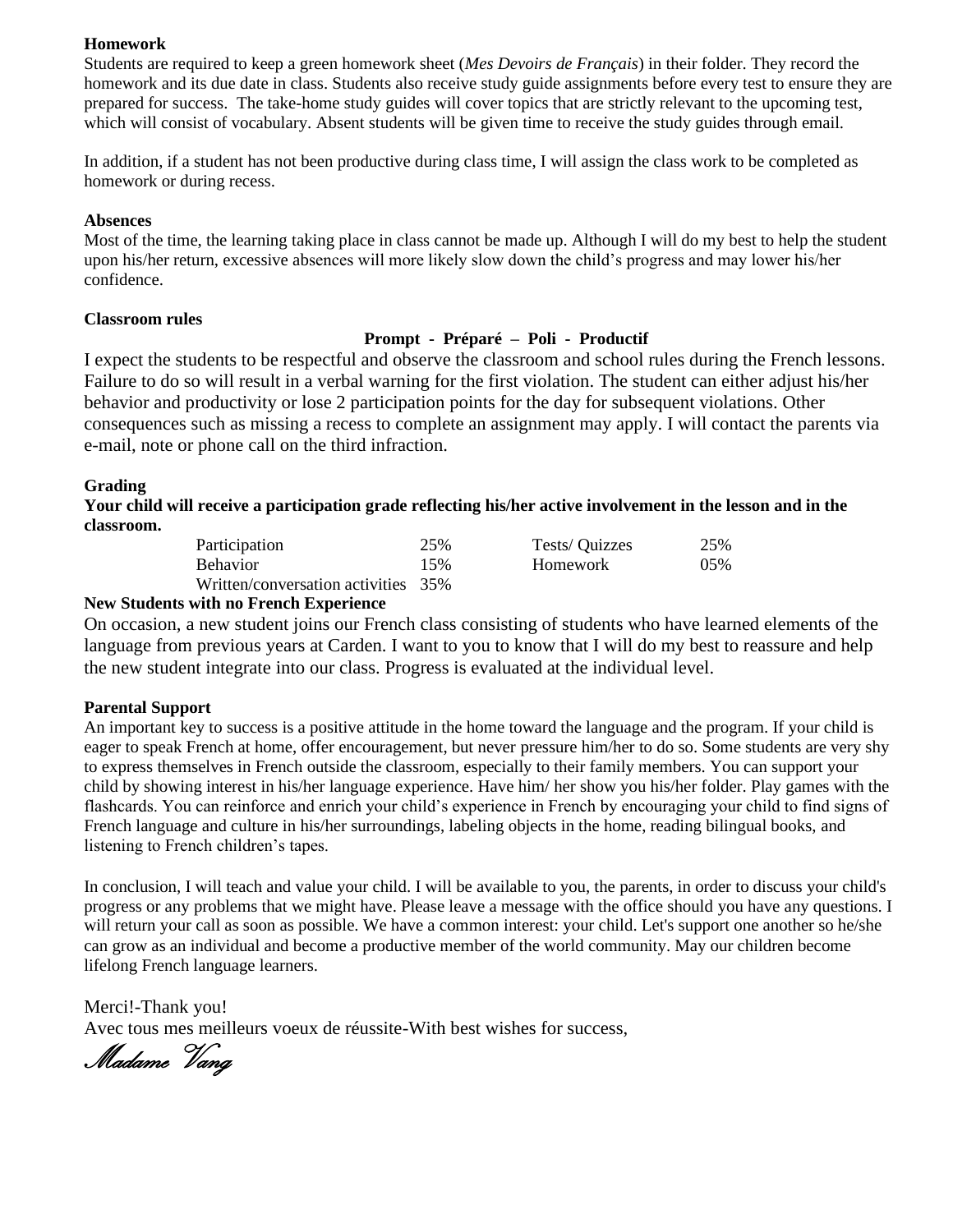**Homework**

Students are required to keep a green homework sheet (*Mes Devoirs de Français*) in their folder. They record the homework and its due date in class. Students also receive study guide assignments before every test to ensure they are prepared for success. The take-home study guides will cover topics that are strictly relevant to the upcoming test, which will consist of vocabulary. Absent students will be given time to receive the study guides through email.

In addition, if a student has not been productive during class time, I will assign the class work to be completed as homework or during recess.

**Absences**

Most of the time, the learning taking place in class cannot be made up. Although I will do my best to help the student upon his/her return, excessive absences will more likely slow down the child's progress and may lower his/her confidence.

**Classroom rules**

**Prompt - Préparé – Poli - Productif**

I expect the students to be respectful and observe the classroom and school rules during the French lessons. Failure to do so will result in a verbal warning for the first violation. The student can either adjust his/her behavior and productivity or lose 2 participation points for the day for subsequent violations. Other consequences such as missing a recess to complete an assignment may apply. I will contact the parents via e-mail, note or phone call on the third infraction.

**Grading**

**Your child will receive a participation grade reflecting his/her active involvement in the lesson and in the classroom.**

| | | | |
|---|---|---|---|
| Participation | 25% | Tests/ Quizzes | 25% |
| Behavior | 15% | Homework | 05% |
| Written/conversation activities | 35% | | |

**New Students with no French Experience**

On occasion, a new student joins our French class consisting of students who have learned elements of the language from previous years at Carden. I want to you to know that I will do my best to reassure and help the new student integrate into our class. Progress is evaluated at the individual level.

**Parental Support**

An important key to success is a positive attitude in the home toward the language and the program. If your child is eager to speak French at home, offer encouragement, but never pressure him/her to do so. Some students are very shy to express themselves in French outside the classroom, especially to their family members. You can support your child by showing interest in his/her language experience. Have him/ her show you his/her folder. Play games with the flashcards. You can reinforce and enrich your child's experience in French by encouraging your child to find signs of French language and culture in his/her surroundings, labeling objects in the home, reading bilingual books, and listening to French children's tapes.

In conclusion, I will teach and value your child. I will be available to you, the parents, in order to discuss your child's progress or any problems that we might have. Please leave a message with the office should you have any questions. I will return your call as soon as possible. We have a common interest: your child. Let's support one another so he/she can grow as an individual and become a productive member of the world community. May our children become lifelong French language learners.

Merci!-Thank you!

Avec tous mes meilleurs voeux de réussite-With best wishes for success,

*Madame Vang*